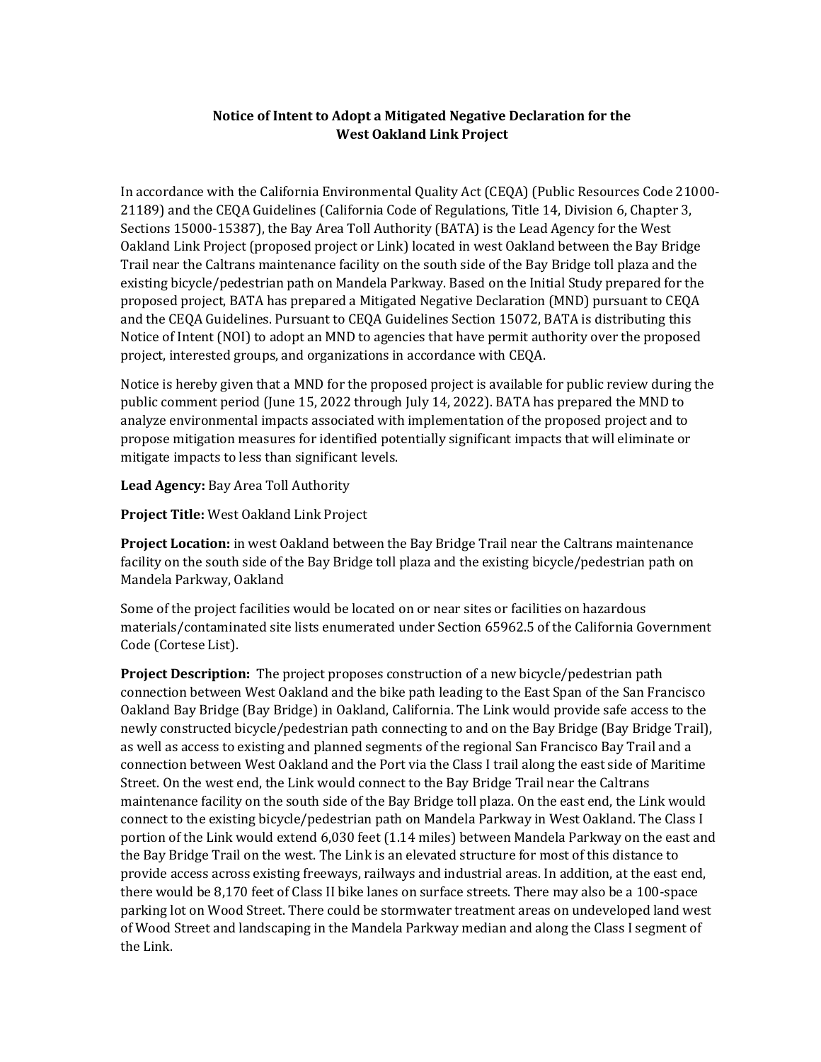# Notice of Intent to Adopt a Mitigated Negative Declaration for the West Oakland Link Project

In accordance with the California Environmental Quality Act (CEQA) (Public Resources Code 21000-21189) and the CEQA Guidelines (California Code of Regulations, Title 14, Division 6, Chapter 3, Sections 15000-15387), the Bay Area Toll Authority (BATA) is the Lead Agency for the West Oakland Link Project (proposed project or Link) located in west Oakland between the Bay Bridge Trail near the Caltrans maintenance facility on the south side of the Bay Bridge toll plaza and the existing bicycle/pedestrian path on Mandela Parkway. Based on the Initial Study prepared for the proposed project, BATA has prepared a Mitigated Negative Declaration (MND) pursuant to CEQA and the CEQA Guidelines. Pursuant to CEQA Guidelines Section 15072, BATA is distributing this Notice of Intent (NOI) to adopt an MND to agencies that have permit authority over the proposed project, interested groups, and organizations in accordance with CEQA.

Notice is hereby given that a MND for the proposed project is available for public review during the public comment period (June 15, 2022 through July 14, 2022). BATA has prepared the MND to analyze environmental impacts associated with implementation of the proposed project and to propose mitigation measures for identified potentially significant impacts that will eliminate or mitigate impacts to less than significant levels.

**Lead Agency:** Bay Area Toll Authority

**Project Title:** West Oakland Link Project

**Project Location:** in west Oakland between the Bay Bridge Trail near the Caltrans maintenance facility on the south side of the Bay Bridge toll plaza and the existing bicycle/pedestrian path on Mandela Parkway, Oakland

Some of the project facilities would be located on or near sites or facilities on hazardous materials/contaminated site lists enumerated under Section 65962.5 of the California Government Code (Cortese List).

**Project Description:** The project proposes construction of a new bicycle/pedestrian path connection between West Oakland and the bike path leading to the East Span of the San Francisco Oakland Bay Bridge (Bay Bridge) in Oakland, California. The Link would provide safe access to the newly constructed bicycle/pedestrian path connecting to and on the Bay Bridge (Bay Bridge Trail), as well as access to existing and planned segments of the regional San Francisco Bay Trail and a connection between West Oakland and the Port via the Class I trail along the east side of Maritime Street. On the west end, the Link would connect to the Bay Bridge Trail near the Caltrans maintenance facility on the south side of the Bay Bridge toll plaza. On the east end, the Link would connect to the existing bicycle/pedestrian path on Mandela Parkway in West Oakland. The Class I portion of the Link would extend 6,030 feet (1.14 miles) between Mandela Parkway on the east and the Bay Bridge Trail on the west. The Link is an elevated structure for most of this distance to provide access across existing freeways, railways and industrial areas. In addition, at the east end, there would be 8,170 feet of Class II bike lanes on surface streets. There may also be a 100-space parking lot on Wood Street. There could be stormwater treatment areas on undeveloped land west of Wood Street and landscaping in the Mandela Parkway median and along the Class I segment of the Link.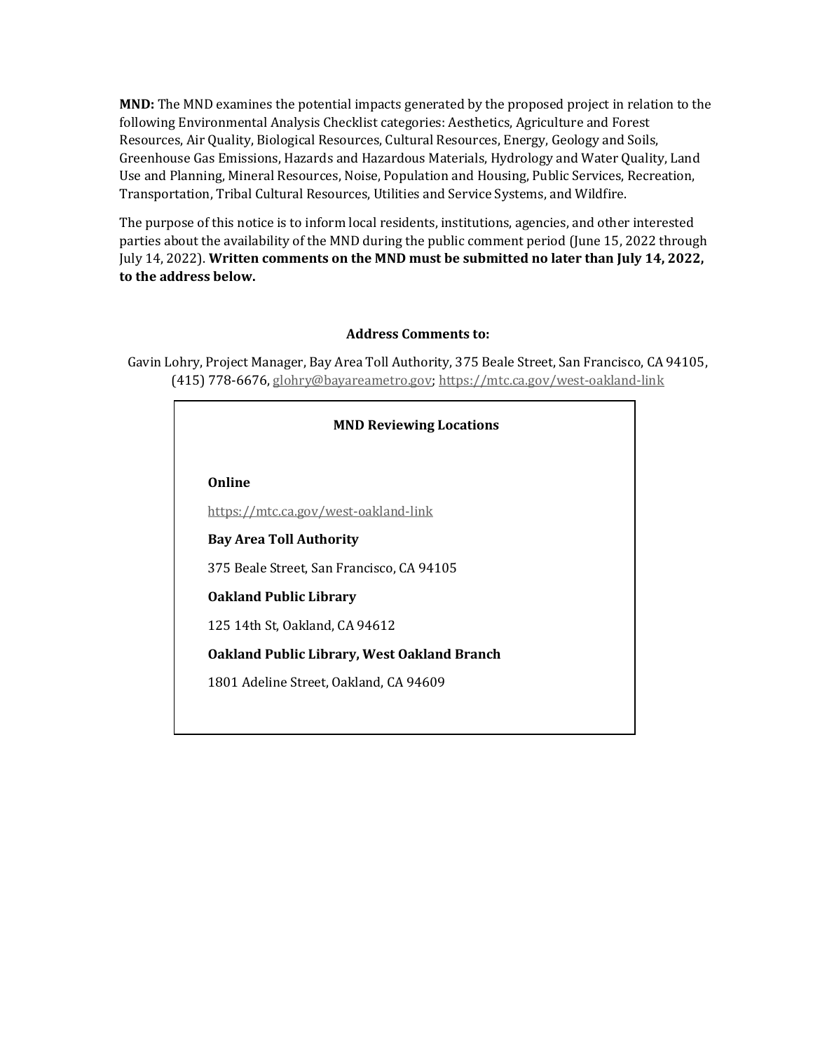**MND:** The MND examines the potential impacts generated by the proposed project in relation to the following Environmental Analysis Checklist categories: Aesthetics, Agriculture and Forest Resources, Air Quality, Biological Resources, Cultural Resources, Energy, Geology and Soils, Greenhouse Gas Emissions, Hazards and Hazardous Materials, Hydrology and Water Quality, Land Use and Planning, Mineral Resources, Noise, Population and Housing, Public Services, Recreation, Transportation, Tribal Cultural Resources, Utilities and Service Systems, and Wildfire.

The purpose of this notice is to inform local residents, institutions, agencies, and other interested parties about the availability of the MND during the public comment period (June 15, 2022 through July 14, 2022). **Written comments on the MND must be submitted no later than July 14, 2022, to the address below.**

**Address Comments to:**

Gavin Lohry, Project Manager, Bay Area Toll Authority, 375 Beale Street, San Francisco, CA 94105, (415) 778-6676, glohry@bayareametro.gov; https://mtc.ca.gov/west-oakland-link

**MND Reviewing Locations**

**Online**

https://mtc.ca.gov/west-oakland-link

**Bay Area Toll Authority**

375 Beale Street, San Francisco, CA 94105

**Oakland Public Library**

125 14th St, Oakland, CA 94612

**Oakland Public Library, West Oakland Branch**

1801 Adeline Street, Oakland, CA 94609